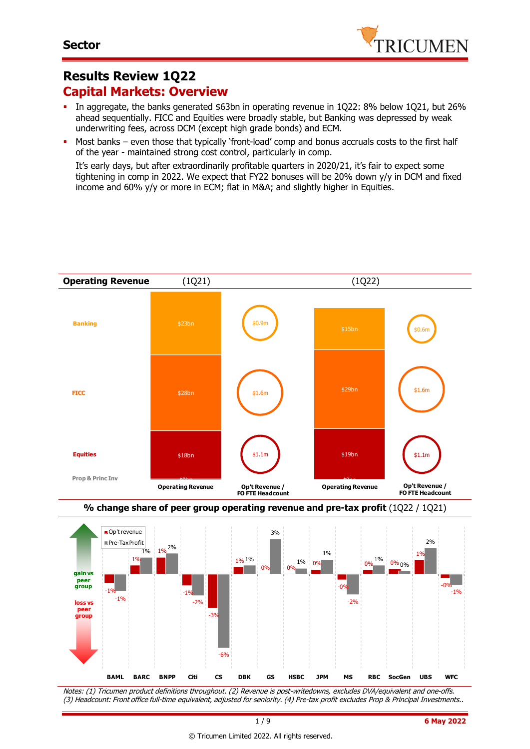**Sector**

# Results Review 1Q22

## Capital Markets: Overview

- In aggregate, the banks generated $63bn in operating revenue in 1Q22: 8% below 1Q21, but 26% ahead sequentially. FICC and Equities were broadly stable, but Banking was depressed by weak underwriting fees, across DCM (except high grade bonds) and ECM.
- Most banks – even those that typically 'front-load' comp and bonus accruals costs to the first half of the year - maintained strong cost control, particularly in comp.

  It's early days, but after extraordinarily profitable quarters in 2020/21, it's fair to expect some tightening in comp in 2022. We expect that FY22 bonuses will be 20% down y/y in DCM and fixed income and 60% y/y or more in ECM; flat in M&A; and slightly higher in Equities.

**Operating Revenue** (1Q21) (1Q22)

Banking
FICC
Equities
Prop & Princ Inv

(1Q21) Operating Revenue: $23bn, $28bn, $18bn, $0bn
(1Q21) Op't Revenue / FO FTE Headcount: $0.9m, $1.6m, $1.1m
(1Q22) Operating Revenue: $15bn, $29bn, $19bn, $0bn
(1Q22) Op't Revenue / FO FTE Headcount: $0.6m, $1.6m, $1.1m

**% change share of peer group operating revenue and pre-tax profit** (1Q22 / 1Q21)

Op't revenue
Pre-Tax Profit

gain vs peer group
loss vs peer group

BAML -1% -1%
BARC 1% 1%
BNPP 1% 2%
Citi -1% -2%
CS -3% -6%
DBK 1% 1%
GS 0% 3%
HSBC 0% 1%
JPM 0% 1%
MS -0% -2%
RBC 0% 1%
SocGen 0% 0%
UBS 1% 2%
WFC -0% -1%

*Notes: (1) Tricumen product definitions throughout. (2) Revenue is post-writedowns, excludes DVA/equivalent and one-offs. (3) Headcount: Front office full-time equivalent, adjusted for seniority. (4) Pre-tax profit excludes Prop & Principal Investments..*

**6 May 2022**

© Tricumen Limited 2022. All rights reserved.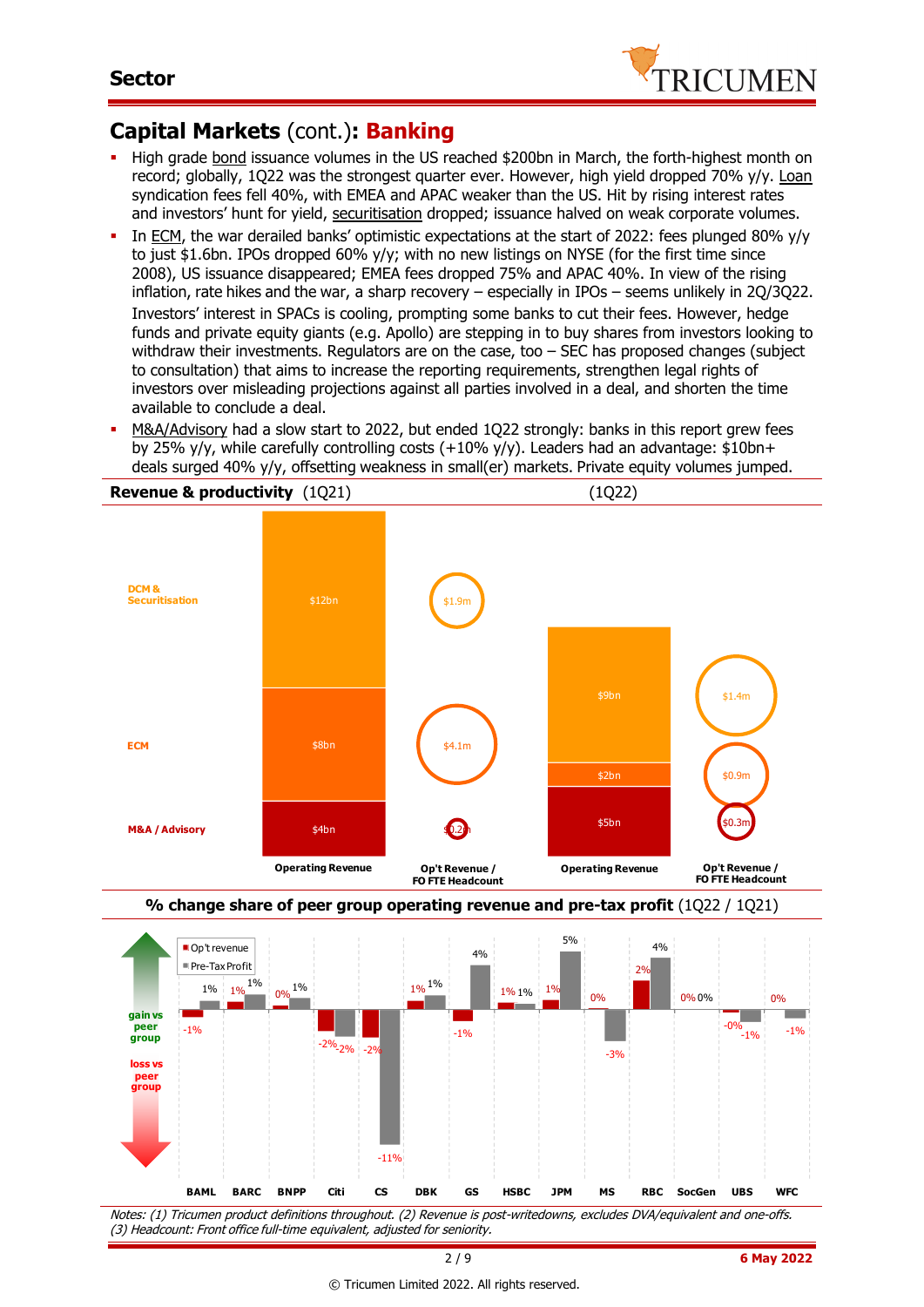# Capital Markets (cont.): Banking

- High grade bond issuance volumes in the US reached $200bn in March, the forth-highest month on record; globally, 1Q22 was the strongest quarter ever. However, high yield dropped 70% y/y. Loan syndication fees fell 40%, with EMEA and APAC weaker than the US. Hit by rising interest rates and investors' hunt for yield, securitisation dropped; issuance halved on weak corporate volumes.
- In ECM, the war derailed banks' optimistic expectations at the start of 2022: fees plunged 80% y/y to just $1.6bn. IPOs dropped 60% y/y; with no new listings on NYSE (for the first time since 2008), US issuance disappeared; EMEA fees dropped 75% and APAC 40%. In view of the rising inflation, rate hikes and the war, a sharp recovery – especially in IPOs – seems unlikely in 2Q/3Q22.

  Investors' interest in SPACs is cooling, prompting some banks to cut their fees. However, hedge funds and private equity giants (e.g. Apollo) are stepping in to buy shares from investors looking to withdraw their investments. Regulators are on the case, too – SEC has proposed changes (subject to consultation) that aims to increase the reporting requirements, strengthen legal rights of investors over misleading projections against all parties involved in a deal, and shorten the time available to conclude a deal.
- M&A/Advisory had a slow start to 2022, but ended 1Q22 strongly: banks in this report grew fees by 25% y/y, while carefully controlling costs (+10% y/y). Leaders had an advantage: $10bn+ deals surged 40% y/y, offsetting weakness in small(er) markets. Private equity volumes jumped.

**Revenue & productivity** (1Q21) (1Q22)

DCM & Securitisation
ECM
M&A / Advisory

$12bn
$8bn
$4bn
Operating Revenue

$1.9m
$4.1m
$0.2m
Op't Revenue / FO FTE Headcount

$9bn
$2bn
$5bn
Operating Revenue

$1.4m
$0.9m
$0.3m
Op't Revenue / FO FTE Headcount

**% change share of peer group operating revenue and pre-tax profit** (1Q22 / 1Q21)

Op't revenue
Pre-Tax Profit

gain vs peer group
loss vs peer group

BAML -1% 1%
BARC 1% 1%
BNPP 0% 1%
Citi -2% -2%
CS -2% -11%
DBK 1% 1%
GS -1% 4%
HSBC 1% 1%
JPM 1% 5%
MS 0% -3%
RBC 2% 4%
SocGen 0% 0%
UBS -0% -1%
WFC 0% -1%

*Notes: (1) Tricumen product definitions throughout. (2) Revenue is post-writedowns, excludes DVA/equivalent and one-offs. (3) Headcount: Front office full-time equivalent, adjusted for seniority.*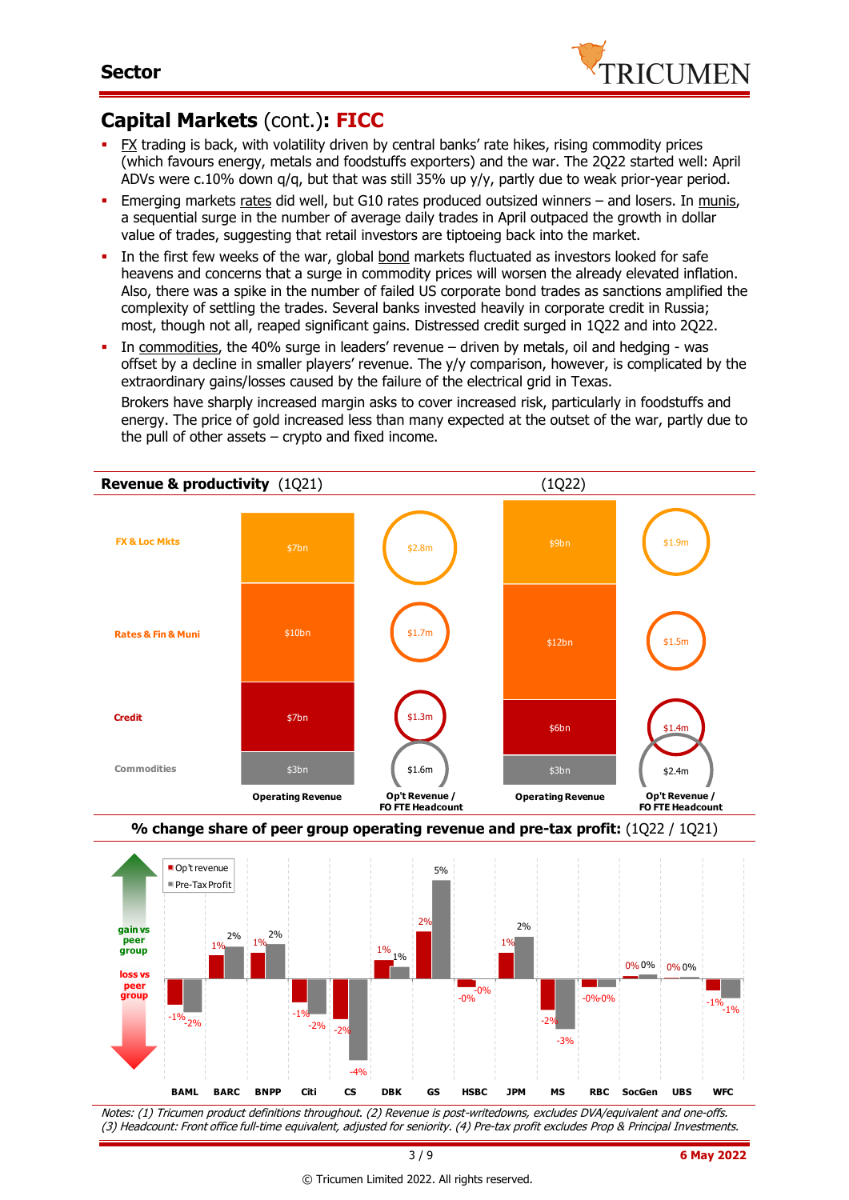## Capital Markets (cont.): FICC

- FX trading is back, with volatility driven by central banks' rate hikes, rising commodity prices (which favours energy, metals and foodstuffs exporters) and the war. The 2Q22 started well: April ADVs were c.10% down q/q, but that was still 35% up y/y, partly due to weak prior-year period.
- Emerging markets rates did well, but G10 rates produced outsized winners – and losers. In munis, a sequential surge in the number of average daily trades in April outpaced the growth in dollar value of trades, suggesting that retail investors are tiptoeing back into the market.
- In the first few weeks of the war, global bond markets fluctuated as investors looked for safe heavens and concerns that a surge in commodity prices will worsen the already elevated inflation. Also, there was a spike in the number of failed US corporate bond trades as sanctions amplified the complexity of settling the trades. Several banks invested heavily in corporate credit in Russia; most, though not all, reaped significant gains. Distressed credit surged in 1Q22 and into 2Q22.
- In commodities, the 40% surge in leaders' revenue – driven by metals, oil and hedging - was offset by a decline in smaller players' revenue. The y/y comparison, however, is complicated by the extraordinary gains/losses caused by the failure of the electrical grid in Texas.

  Brokers have sharply increased margin asks to cover increased risk, particularly in foodstuffs and energy. The price of gold increased less than many expected at the outset of the war, partly due to the pull of other assets – crypto and fixed income.

**Revenue & productivity** (1Q21) (1Q22)

FX & Loc Mkts: $7bn, $2.8m; $9bn, $1.9m
Rates & Fin & Muni: $10bn, $1.7m; $12bn, $1.5m
Credit: $7bn, $1.3m; $6bn, $1.4m
Commodities: $3bn, $1.6m; $3bn, $2.4m

Operating Revenue | Op't Revenue / FO FTE Headcount | Operating Revenue | Op't Revenue / FO FTE Headcount

**% change share of peer group operating revenue and pre-tax profit:** (1Q22 / 1Q21)

Op't revenue
Pre-Tax Profit

gain vs peer group
loss vs peer group

BAML -1% -2%
BARC 1% 2%
BNPP 1% 2%
Citi -1% -2%
CS -2% -4%
DBK 1% 1%
GS 2% 5%
HSBC -0% -0%
JPM 1% 2%
MS -2% -3%
RBC -0% -0%
SocGen 0% 0%
UBS 0% 0%
WFC -1% -1%

*Notes: (1) Tricumen product definitions throughout. (2) Revenue is post-writedowns, excludes DVA/equivalent and one-offs. (3) Headcount: Front office full-time equivalent, adjusted for seniority. (4) Pre-tax profit excludes Prop & Principal Investments.*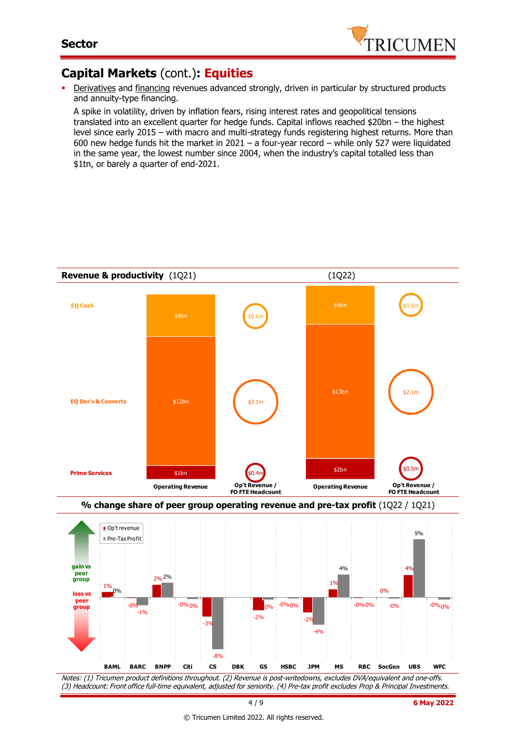## Capital Markets (cont.): **Equities**

- Derivatives and financing revenues advanced strongly, driven in particular by structured products and annuity-type financing.

  A spike in volatility, driven by inflation fears, rising interest rates and geopolitical tensions translated into an excellent quarter for hedge funds. Capital inflows reached $20bn – the highest level since early 2015 – with macro and multi-strategy funds registering highest returns. More than 600 new hedge funds hit the market in 2021 – a four-year record – while only 527 were liquidated in the same year, the lowest number since 2004, when the industry's capital totalled less than $1tn, or barely a quarter of end-2021.

**Revenue & productivity** (1Q21) (1Q22)

EQ Cash
EQ Der'v & Converts
Prime Services

1Q21:
Operating Revenue: $4bn, $12bn, $1bn
Op't Revenue / FO FTE Headcount: $0.6m, $2.1m, $0.4m

1Q22:
Operating Revenue: $4bn, $13bn, $2bn
Op't Revenue / FO FTE Headcount: $0.5m, $2.1m, $0.5m

**% change share of peer group operating revenue and pre-tax profit** (1Q22 / 1Q21)

Op't revenue
Pre-Tax Profit

gain vs peer group
loss vs peer group

BAML: 1%, 0%
BARC: -0%, -1%
BNPP: 2%, 2%
Citi: -0%, 0%
CS: -3%, -8%
DBK
GS: -2%, 0%
HSBC: -0%, 0%
JPM: -2%, -4%
MS: 1%, 4%
RBC: -0%, 0%
SocGen: 0%, -0%
UBS: 4%, 9%
WFC: -0%, 0%

*Notes: (1) Tricumen product definitions throughout. (2) Revenue is post-writedowns, excludes DVA/equivalent and one-offs. (3) Headcount: Front office full-time equivalent, adjusted for seniority. (4) Pre-tax profit excludes Prop & Principal Investments.*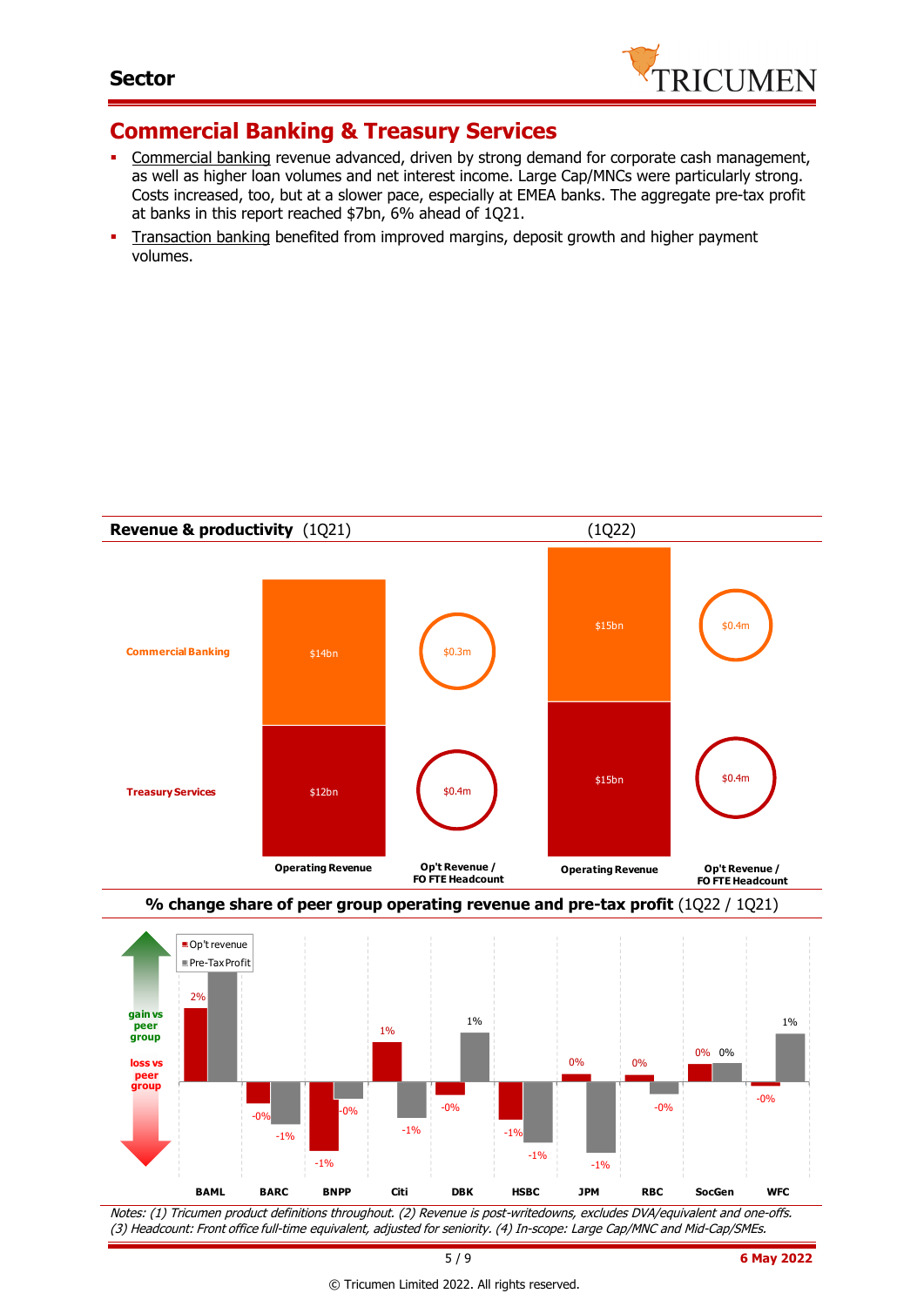## Commercial Banking & Treasury Services

- Commercial banking revenue advanced, driven by strong demand for corporate cash management, as well as higher loan volumes and net interest income. Large Cap/MNCs were particularly strong. Costs increased, too, but at a slower pace, especially at EMEA banks. The aggregate pre-tax profit at banks in this report reached $7bn, 6% ahead of 1Q21.
- Transaction banking benefited from improved margins, deposit growth and higher payment volumes.

**Revenue & productivity** (1Q21) (1Q22)

Commercial Banking
Treasury Services

1Q21:
Operating Revenue
$14bn
$12bn

Op't Revenue / FO FTE Headcount
$0.3m
$0.4m

1Q22:
Operating Revenue
$15bn
$15bn

Op't Revenue / FO FTE Headcount
$0.4m
$0.4m

**% change share of peer group operating revenue and pre-tax profit** (1Q22 / 1Q21)

Op't revenue
Pre-Tax Profit

gain vs peer group
loss vs peer group

BAML: 2%
BARC: -0%, -1%
BNPP: -1%, -0%
Citi: 1%, -1%
DBK: -0%, 1%
HSBC: -1%, -1%
JPM: 0%, -1%
RBC: 0%, -0%
SocGen: 0%, 0%
WFC: -0%, 1%

*Notes: (1) Tricumen product definitions throughout. (2) Revenue is post-writedowns, excludes DVA/equivalent and one-offs. (3) Headcount: Front office full-time equivalent, adjusted for seniority. (4) In-scope: Large Cap/MNC and Mid-Cap/SMEs.*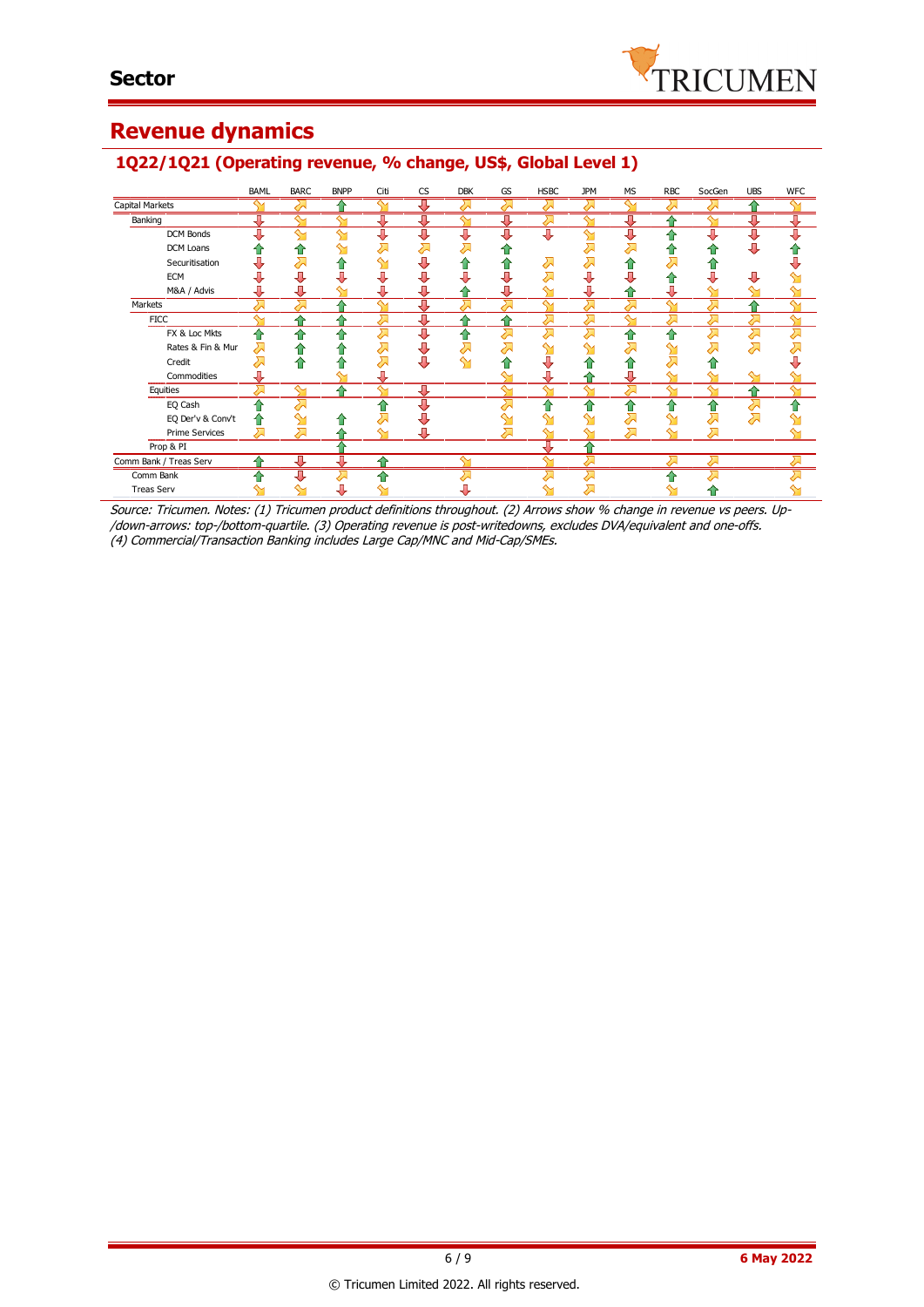## Sector

# Revenue dynamics

### 1Q22/1Q21 (Operating revenue, % change, US$, Global Level 1)

| | BAML | BARC | BNPP | Citi | CS | DBK | GS | HSBC | JPM | MS | RBC | SocGen | UBS | WFC |
|---|---|---|---|---|---|---|---|---|---|---|---|---|---|---|
| Capital Markets | ↘ | ↗ | ↑ | ↘ | ↓ | ↗ | ↗ | ↗ | ↗ | ↘ | ↗ | ↗ | ↑ | ↘ |
| Banking | ↓ | ↘ | ↘ | ↓ | ↓ | ↘ | ↓ | ↗ | ↘ | ↓ | ↑ | ↘ | ↓ | ↓ |
| DCM Bonds | ↓ | ↘ | ↘ | ↓ | ↓ | ↓ | ↓ | ↓ | ↘ | ↓ | ↑ | ↓ | ↓ | ↓ |
| DCM Loans | ↑ | ↑ | ↘ | ↗ | ↗ | ↗ | ↑ | | ↗ | ↗ | ↑ | ↑ | ↓ | ↑ |
| Securitisation | ↓ | ↗ | ↑ | ↘ | ↓ | ↑ | ↑ | ↗ | ↗ | ↑ | ↗ | ↑ | | ↓ |
| ECM | ↓ | ↓ | ↓ | ↓ | ↓ | ↓ | ↓ | ↗ | ↓ | ↓ | ↑ | ↓ | ↓ | ↘ |
| M&A / Advis | ↓ | ↓ | ↘ | ↓ | ↓ | ↑ | ↓ | ↘ | ↓ | ↑ | ↓ | ↘ | ↘ | ↘ |
| Markets | ↗ | ↗ | ↑ | ↘ | ↓ | ↗ | ↗ | ↘ | ↗ | ↗ | ↘ | ↗ | ↑ | ↘ |
| FICC | ↘ | ↑ | ↑ | ↗ | ↓ | ↑ | ↑ | ↗ | ↗ | ↘ | ↗ | ↗ | ↗ | ↘ |
| FX & Loc Mkts | ↑ | ↑ | ↑ | ↗ | ↓ | ↑ | ↗ | ↗ | ↗ | ↑ | ↑ | ↗ | ↗ | ↗ |
| Rates & Fin & Mur | ↗ | ↑ | ↑ | ↗ | ↓ | ↗ | ↗ | ↘ | ↘ | ↗ | ↘ | ↗ | ↗ | ↗ |
| Credit | ↗ | ↑ | ↑ | ↗ | ↓ | ↘ | ↑ | ↓ | ↑ | ↑ | ↗ | ↑ | | ↓ |
| Commodities | ↓ | | ↘ | ↓ | | | ↘ | ↓ | ↑ | ↓ | ↘ | ↘ | ↘ | ↘ |
| Equities | ↗ | ↘ | ↑ | ↘ | ↓ | | ↘ | ↘ | ↘ | ↗ | ↘ | ↘ | ↑ | ↘ |
| EQ Cash | ↑ | ↗ | | ↑ | ↓ | | ↗ | ↑ | ↑ | ↑ | ↑ | ↑ | ↗ | ↑ |
| EQ Der'v & Conv't | ↑ | ↘ | ↑ | ↗ | ↓ | | ↘ | ↘ | ↘ | ↗ | ↘ | ↗ | ↗ | ↘ |
| Prime Services | ↗ | ↗ | ↑ | ↘ | ↓ | | ↗ | ↘ | ↘ | ↗ | ↘ | ↗ | | ↘ |
| Prop & PI | | | ↑ | | | | | ↓ | ↑ | | | | | |
| Comm Bank / Treas Serv | ↑ | ↓ | ↓ | ↑ | | ↘ | | ↘ | ↗ | | ↗ | ↗ | | ↗ |
| Comm Bank | ↑ | ↓ | ↗ | ↑ | | ↗ | | ↗ | ↗ | | ↑ | ↗ | | ↗ |
| Treas Serv | ↘ | ↘ | ↓ | ↘ | | ↓ | | ↘ | ↗ | | ↘ | ↑ | | ↘ |

*Source: Tricumen. Notes: (1) Tricumen product definitions throughout. (2) Arrows show % change in revenue vs peers. Up-/down-arrows: top-/bottom-quartile. (3) Operating revenue is post-writedowns, excludes DVA/equivalent and one-offs. (4) Commercial/Transaction Banking includes Large Cap/MNC and Mid-Cap/SMEs.*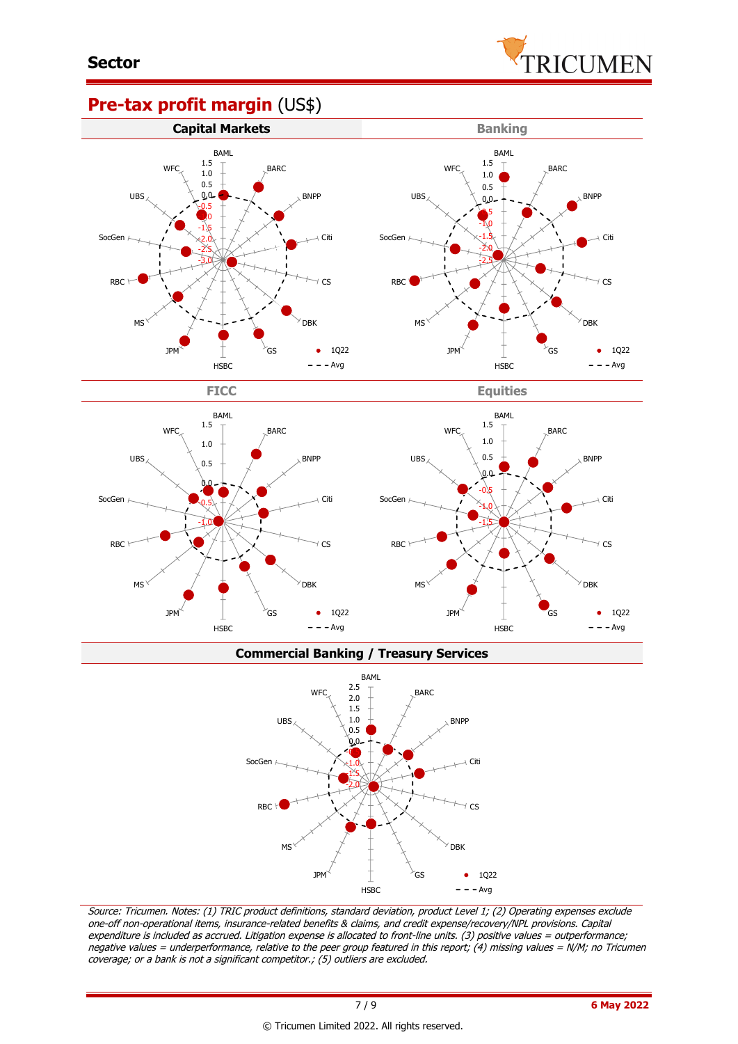## Sector

# Pre-tax profit margin (US$)

### Capital Markets

BAML
1.5
1.0
0.5
0.0
-0.5
-1.0
-1.5
-2.0
-2.5
-3.0
BARC
BNPP
Citi
CS
DBK
GS
HSBC
JPM
MS
RBC
SocGen
UBS
WFC
1Q22
Avg

### Banking

BAML
1.5
1.0
0.5
0.0
-0.5
-1.0
-1.5
-2.0
-2.5
BARC
BNPP
Citi
CS
DBK
GS
HSBC
JPM
MS
RBC
SocGen
UBS
WFC
1Q22
Avg

### FICC

BAML
1.5
1.0
0.5
0.0
-0.5
-1.0
BARC
BNPP
Citi
CS
DBK
GS
HSBC
JPM
MS
RBC
SocGen
UBS
WFC
1Q22
Avg

### Equities

BAML
1.5
1.0
0.5
0.0
-0.5
-1.0
-1.5
BARC
BNPP
Citi
CS
DBK
GS
HSBC
JPM
MS
RBC
SocGen
UBS
WFC
1Q22
Avg

### Commercial Banking / Treasury Services

BAML
2.5
2.0
1.5
1.0
0.5
0.0
-0.5
-1.0
-1.5
-2.0
BARC
BNPP
Citi
CS
DBK
GS
HSBC
JPM
MS
RBC
SocGen
UBS
WFC
1Q22
Avg

*Source: Tricumen. Notes: (1) TRIC product definitions, standard deviation, product Level 1; (2) Operating expenses exclude one-off non-operational items, insurance-related benefits & claims, and credit expense/recovery/NPL provisions. Capital expenditure is included as accrued. Litigation expense is allocated to front-line units. (3) positive values = outperformance; negative values = underperformance, relative to the peer group featured in this report; (4) missing values = N/M; no Tricumen coverage; or a bank is not a significant competitor.; (5) outliers are excluded.*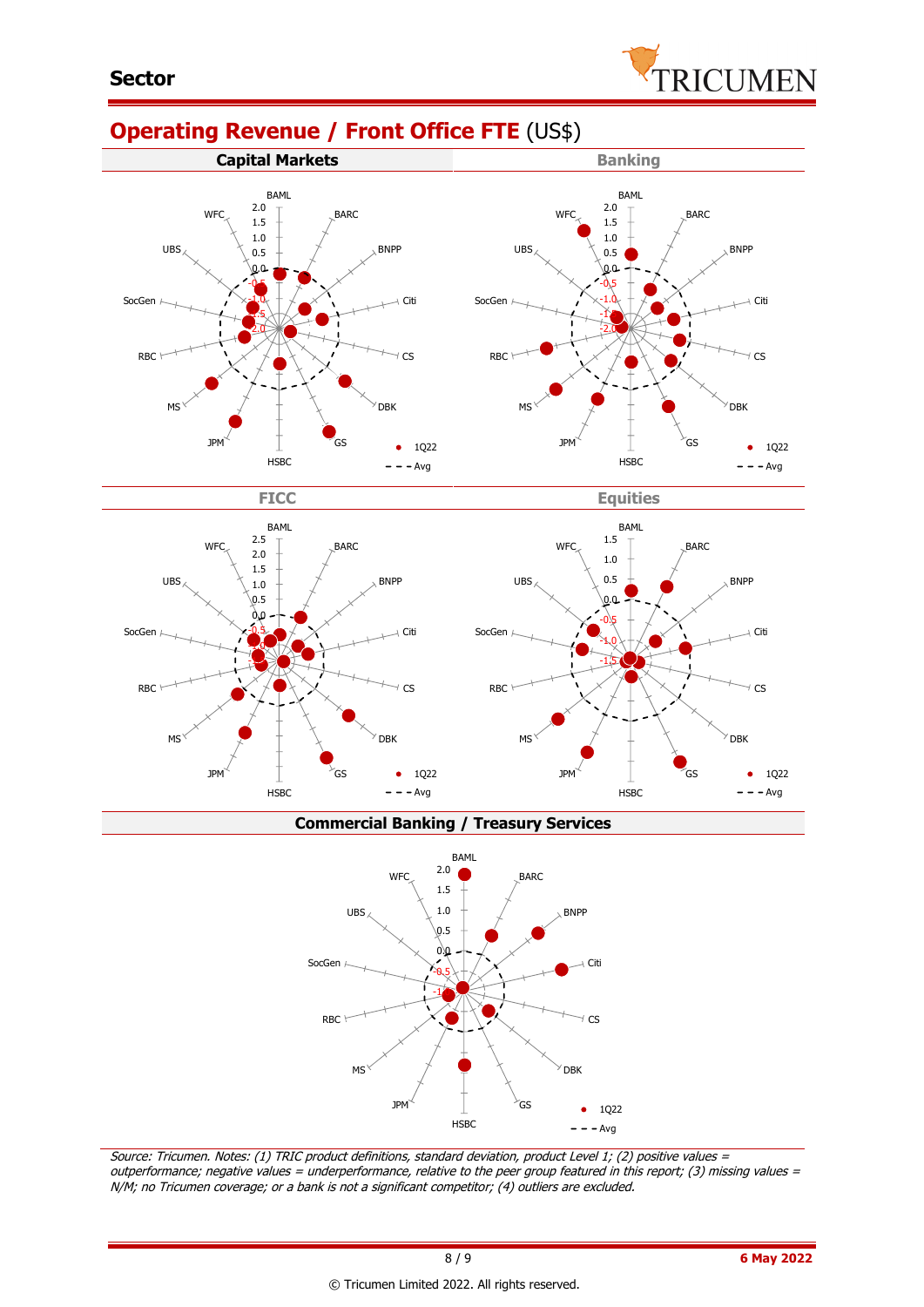# Operating Revenue / Front Office FTE (US$)

## Capital Markets

BAML
BARC
BNPP
Citi
CS
DBK
GS
HSBC
JPM
MS
RBC
SocGen
UBS
WFC
2.0
1.5
1.0
0.5
0.0
-0.5
-1.0
-1.5
-2.0
1Q22
Avg

## Banking

BAML
BARC
BNPP
Citi
CS
DBK
GS
HSBC
JPM
MS
RBC
SocGen
UBS
WFC
2.0
1.5
1.0
0.5
0.0
-0.5
-1.0
-1.5
-2.0
1Q22
Avg

## FICC

BAML
BARC
BNPP
Citi
CS
DBK
GS
HSBC
JPM
MS
RBC
SocGen
UBS
WFC
2.5
2.0
1.5
1.0
0.5
0.0
-0.5
-1.0
-1.5
1Q22
Avg

## Equities

BAML
BARC
BNPP
Citi
CS
DBK
GS
HSBC
JPM
MS
RBC
SocGen
UBS
WFC
1.5
1.0
0.5
0.0
-0.5
-1.0
-1.5
1Q22
Avg

## Commercial Banking / Treasury Services

BAML
BARC
BNPP
Citi
CS
DBK
GS
HSBC
JPM
MS
RBC
SocGen
UBS
WFC
2.0
1.5
1.0
0.5
0.0
-0.5
-1.0
1Q22
Avg

*Source: Tricumen. Notes: (1) TRIC product definitions, standard deviation, product Level 1; (2) positive values = outperformance; negative values = underperformance, relative to the peer group featured in this report; (3) missing values = N/M; no Tricumen coverage; or a bank is not a significant competitor; (4) outliers are excluded.*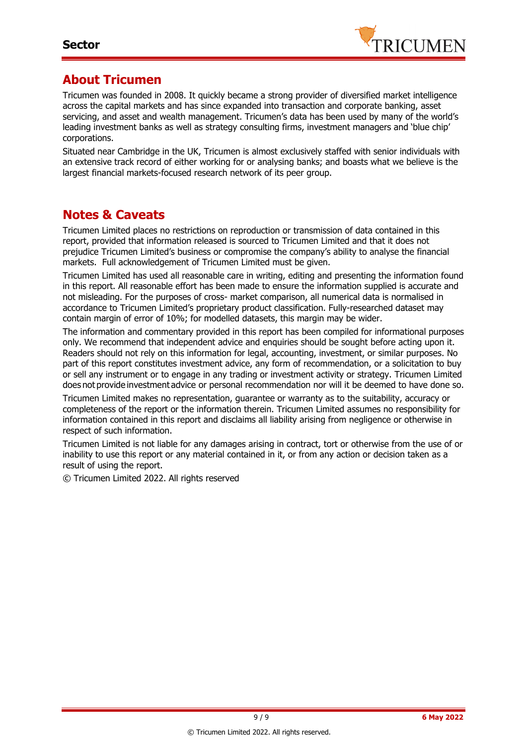## About Tricumen

Tricumen was founded in 2008. It quickly became a strong provider of diversified market intelligence across the capital markets and has since expanded into transaction and corporate banking, asset servicing, and asset and wealth management. Tricumen's data has been used by many of the world's leading investment banks as well as strategy consulting firms, investment managers and 'blue chip' corporations.

Situated near Cambridge in the UK, Tricumen is almost exclusively staffed with senior individuals with an extensive track record of either working for or analysing banks; and boasts what we believe is the largest financial markets-focused research network of its peer group.

## Notes & Caveats

Tricumen Limited places no restrictions on reproduction or transmission of data contained in this report, provided that information released is sourced to Tricumen Limited and that it does not prejudice Tricumen Limited's business or compromise the company's ability to analyse the financial markets. Full acknowledgement of Tricumen Limited must be given.

Tricumen Limited has used all reasonable care in writing, editing and presenting the information found in this report. All reasonable effort has been made to ensure the information supplied is accurate and not misleading. For the purposes of cross- market comparison, all numerical data is normalised in accordance to Tricumen Limited's proprietary product classification. Fully-researched dataset may contain margin of error of 10%; for modelled datasets, this margin may be wider.

The information and commentary provided in this report has been compiled for informational purposes only. We recommend that independent advice and enquiries should be sought before acting upon it. Readers should not rely on this information for legal, accounting, investment, or similar purposes. No part of this report constitutes investment advice, any form of recommendation, or a solicitation to buy or sell any instrument or to engage in any trading or investment activity or strategy. Tricumen Limited does not provide investment advice or personal recommendation nor will it be deemed to have done so.

Tricumen Limited makes no representation, guarantee or warranty as to the suitability, accuracy or completeness of the report or the information therein. Tricumen Limited assumes no responsibility for information contained in this report and disclaims all liability arising from negligence or otherwise in respect of such information.

Tricumen Limited is not liable for any damages arising in contract, tort or otherwise from the use of or inability to use this report or any material contained in it, or from any action or decision taken as a result of using the report.

© Tricumen Limited 2022. All rights reserved